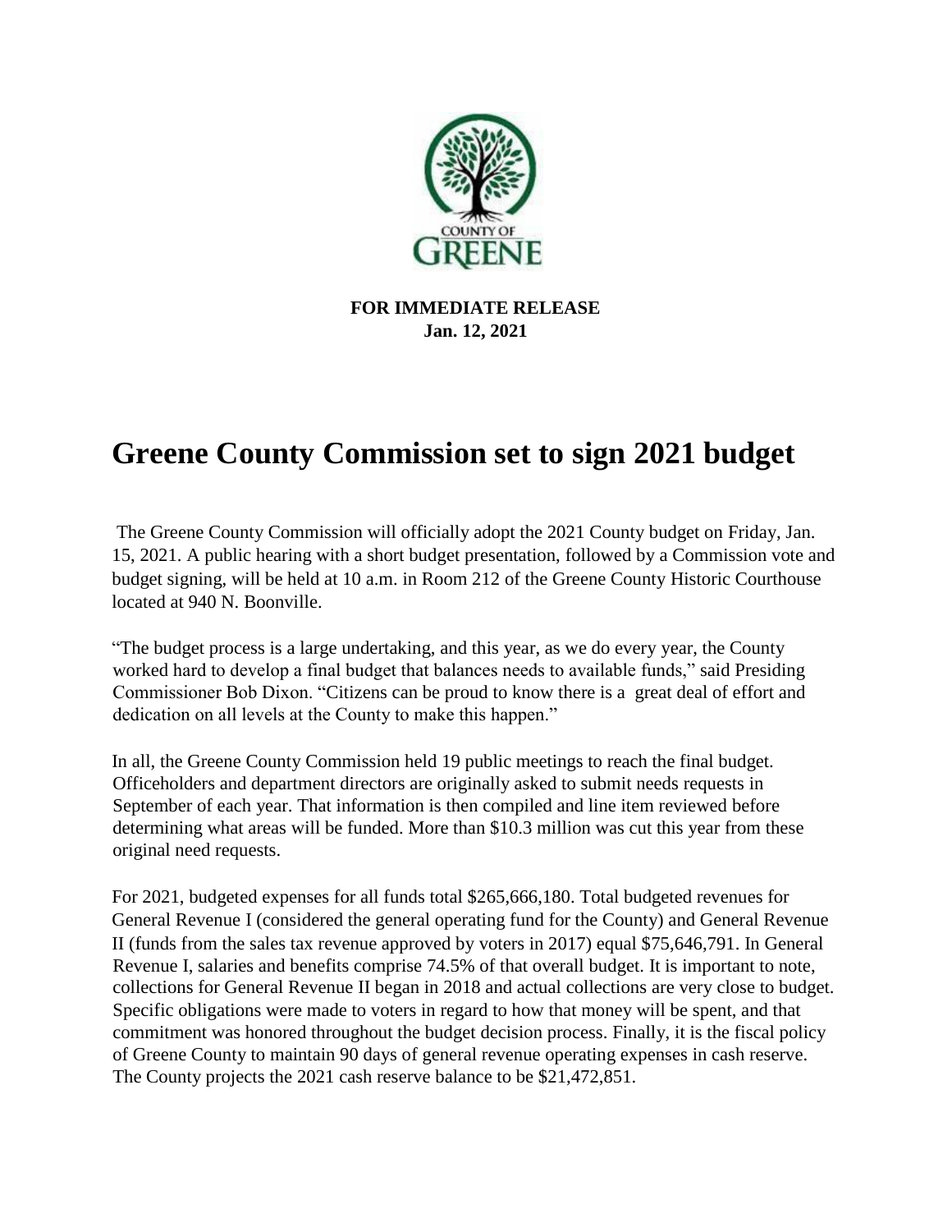**FOR IMMEDIATE RELEASE**
**Jan. 12, 2021**

# Greene County Commission set to sign 2021 budget

The Greene County Commission will officially adopt the 2021 County budget on Friday, Jan. 15, 2021. A public hearing with a short budget presentation, followed by a Commission vote and budget signing, will be held at 10 a.m. in Room 212 of the Greene County Historic Courthouse located at 940 N. Boonville.

"The budget process is a large undertaking, and this year, as we do every year, the County worked hard to develop a final budget that balances needs to available funds," said Presiding Commissioner Bob Dixon. "Citizens can be proud to know there is a great deal of effort and dedication on all levels at the County to make this happen."

In all, the Greene County Commission held 19 public meetings to reach the final budget. Officeholders and department directors are originally asked to submit needs requests in September of each year. That information is then compiled and line item reviewed before determining what areas will be funded. More than $10.3 million was cut this year from these original need requests.

For 2021, budgeted expenses for all funds total $265,666,180. Total budgeted revenues for General Revenue I (considered the general operating fund for the County) and General Revenue II (funds from the sales tax revenue approved by voters in 2017) equal $75,646,791. In General Revenue I, salaries and benefits comprise 74.5% of that overall budget. It is important to note, collections for General Revenue II began in 2018 and actual collections are very close to budget. Specific obligations were made to voters in regard to how that money will be spent, and that commitment was honored throughout the budget decision process. Finally, it is the fiscal policy of Greene County to maintain 90 days of general revenue operating expenses in cash reserve. The County projects the 2021 cash reserve balance to be $21,472,851.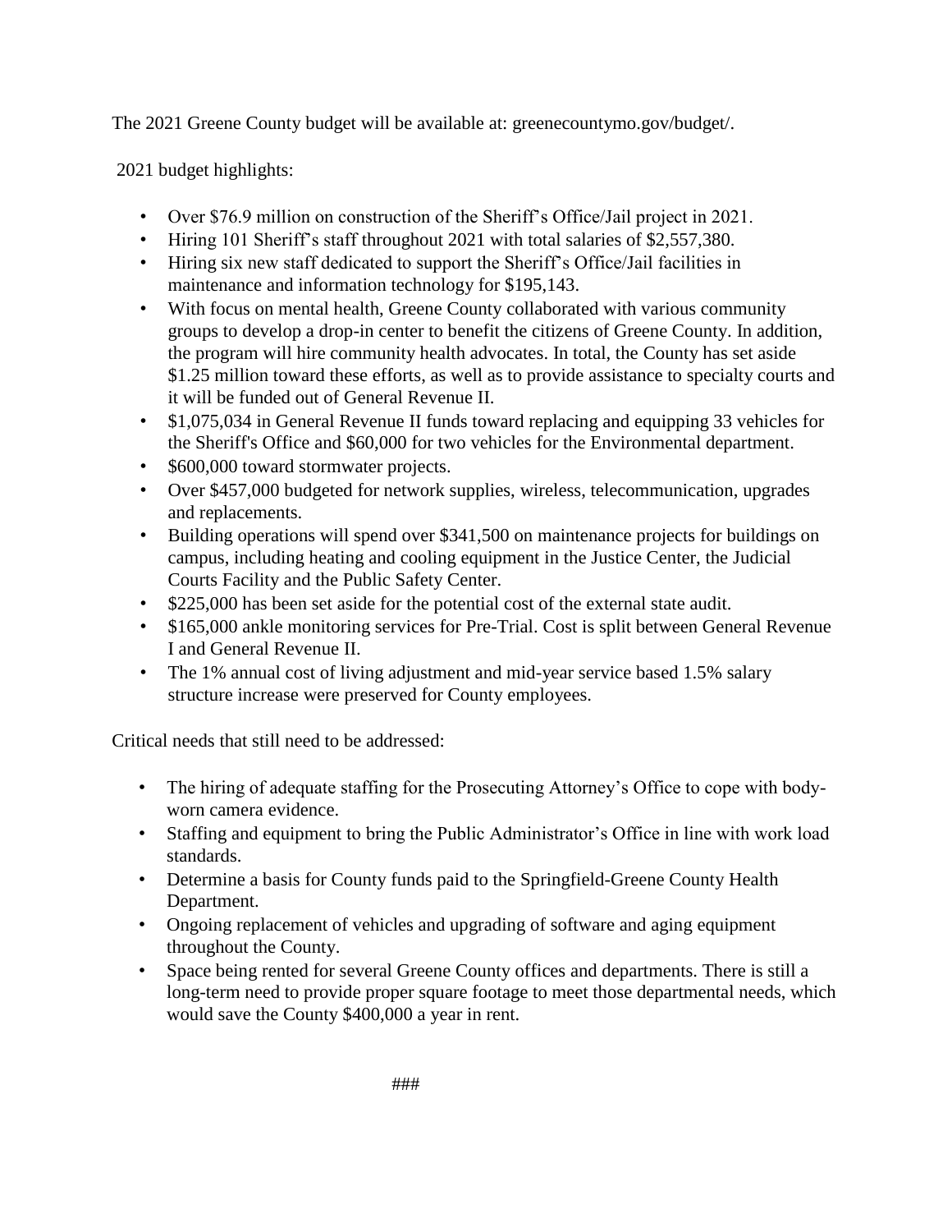The 2021 Greene County budget will be available at: greenecountymo.gov/budget/.

2021 budget highlights:

- Over $76.9 million on construction of the Sheriff's Office/Jail project in 2021.
- Hiring 101 Sheriff's staff throughout 2021 with total salaries of $2,557,380.
- Hiring six new staff dedicated to support the Sheriff's Office/Jail facilities in maintenance and information technology for $195,143.
- With focus on mental health, Greene County collaborated with various community groups to develop a drop-in center to benefit the citizens of Greene County. In addition, the program will hire community health advocates. In total, the County has set aside $1.25 million toward these efforts, as well as to provide assistance to specialty courts and it will be funded out of General Revenue II.
- $1,075,034 in General Revenue II funds toward replacing and equipping 33 vehicles for the Sheriff's Office and $60,000 for two vehicles for the Environmental department.
- $600,000 toward stormwater projects.
- Over $457,000 budgeted for network supplies, wireless, telecommunication, upgrades and replacements.
- Building operations will spend over $341,500 on maintenance projects for buildings on campus, including heating and cooling equipment in the Justice Center, the Judicial Courts Facility and the Public Safety Center.
- $225,000 has been set aside for the potential cost of the external state audit.
- $165,000 ankle monitoring services for Pre-Trial. Cost is split between General Revenue I and General Revenue II.
- The 1% annual cost of living adjustment and mid-year service based 1.5% salary structure increase were preserved for County employees.

Critical needs that still need to be addressed:

- The hiring of adequate staffing for the Prosecuting Attorney's Office to cope with body-worn camera evidence.
- Staffing and equipment to bring the Public Administrator's Office in line with work load standards.
- Determine a basis for County funds paid to the Springfield-Greene County Health Department.
- Ongoing replacement of vehicles and upgrading of software and aging equipment throughout the County.
- Space being rented for several Greene County offices and departments. There is still a long-term need to provide proper square footage to meet those departmental needs, which would save the County $400,000 a year in rent.

###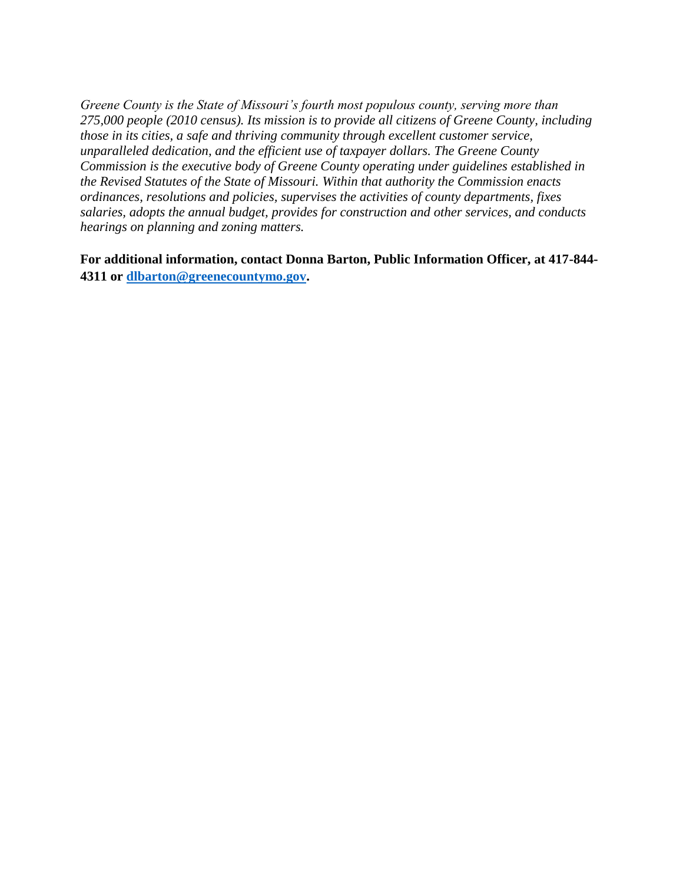*Greene County is the State of Missouri's fourth most populous county, serving more than 275,000 people (2010 census). Its mission is to provide all citizens of Greene County, including those in its cities, a safe and thriving community through excellent customer service, unparalleled dedication, and the efficient use of taxpayer dollars. The Greene County Commission is the executive body of Greene County operating under guidelines established in the Revised Statutes of the State of Missouri. Within that authority the Commission enacts ordinances, resolutions and policies, supervises the activities of county departments, fixes salaries, adopts the annual budget, provides for construction and other services, and conducts hearings on planning and zoning matters.*

**For additional information, contact Donna Barton, Public Information Officer, at 417-844-4311 or [dlbarton@greenecountymo.gov](mailto:dlbarton@greenecountymo.gov).**